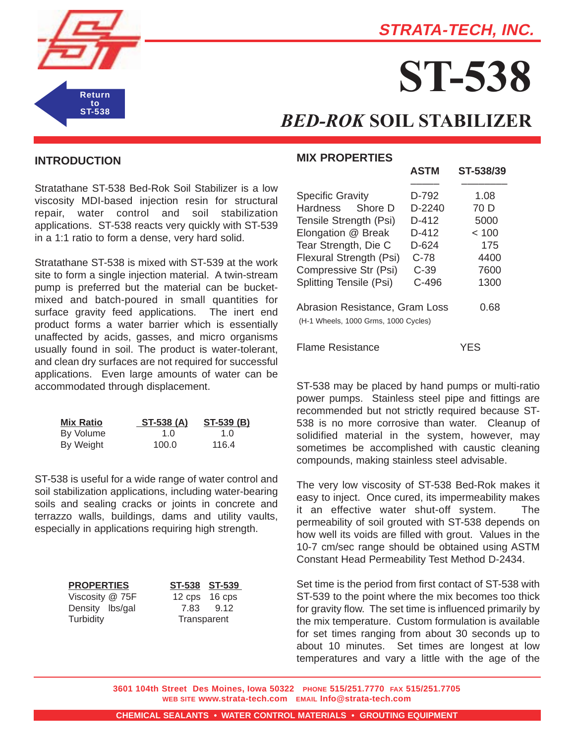# ST-538

## *BED-ROK* SOIL STABILIZER

STRATA-TECH, INC.

### INTRODUCTION

Stratathane ST-538 Bed-Rok Soil Stabilizer is a low viscosity MDI-based injection resin for structural repair, water control and soil stabilization applications. ST-538 reacts very quickly with ST-539 in a 1:1 ratio to form a dense, very hard solid.

Stratathane ST-538 is mixed with ST-539 at the work site to form a single injection material. A twin-stream pump is preferred but the material can be bucket-mixed and batch-poured in small quantities for surface gravity feed applications. The inert end product forms a water barrier which is essentially unaffected by acids, gasses, and micro organisms usually found in soil. The product is water-tolerant, and clean dry surfaces are not required for successful applications. Even large amounts of water can be accommodated through displacement.

| Mix Ratio | ST-538 (A) | ST-539 (B) |
|---|---|---|
| By Volume | 1.0 | 1.0 |
| By Weight | 100.0 | 116.4 |

ST-538 is useful for a wide range of water control and soil stabilization applications, including water-bearing soils and sealing cracks or joints in concrete and terrazzo walls, buildings, dams and utility vaults, especially in applications requiring high strength.

| PROPERTIES | ST-538 | ST-539 |
|---|---|---|
| Viscosity @ 75F | 12 cps | 16 cps |
| Density lbs/gal | 7.83 | 9.12 |
| Turbidity | Transparent | |

### MIX PROPERTIES

| | ASTM | ST-538/39 |
|---|---|---|
| Specific Gravity | D-792 | 1.08 |
| Hardness Shore D | D-2240 | 70 D |
| Tensile Strength (Psi) | D-412 | 5000 |
| Elongation @ Break | D-412 | < 100 |
| Tear Strength, Die C | D-624 | 175 |
| Flexural Strength (Psi) | C-78 | 4400 |
| Compressive Str (Psi) | C-39 | 7600 |
| Splitting Tensile (Psi) | C-496 | 1300 |
| Abrasion Resistance, Gram Loss (H-1 Wheels, 1000 Grms, 1000 Cycles) | | 0.68 |
| Flame Resistance | | YES |

ST-538 may be placed by hand pumps or multi-ratio power pumps. Stainless steel pipe and fittings are recommended but not strictly required because ST-538 is no more corrosive than water. Cleanup of solidified material in the system, however, may sometimes be accomplished with caustic cleaning compounds, making stainless steel advisable.

The very low viscosity of ST-538 Bed-Rok makes it easy to inject. Once cured, its impermeability makes it an effective water shut-off system. The permeability of soil grouted with ST-538 depends on how well its voids are filled with grout. Values in the 10-7 cm/sec range should be obtained using ASTM Constant Head Permeability Test Method D-2434.

Set time is the period from first contact of ST-538 with ST-539 to the point where the mix becomes too thick for gravity flow. The set time is influenced primarily by the mix temperature. Custom formulation is available for set times ranging from about 30 seconds up to about 10 minutes. Set times are longest at low temperatures and vary a little with the age of the

3601 104th Street Des Moines, Iowa 50322 PHONE 515/251.7770 FAX 515/251.7705
WEB SITE www.strata-tech.com EMAIL Info@strata-tech.com

CHEMICAL SEALANTS • WATER CONTROL MATERIALS • GROUTING EQUIPMENT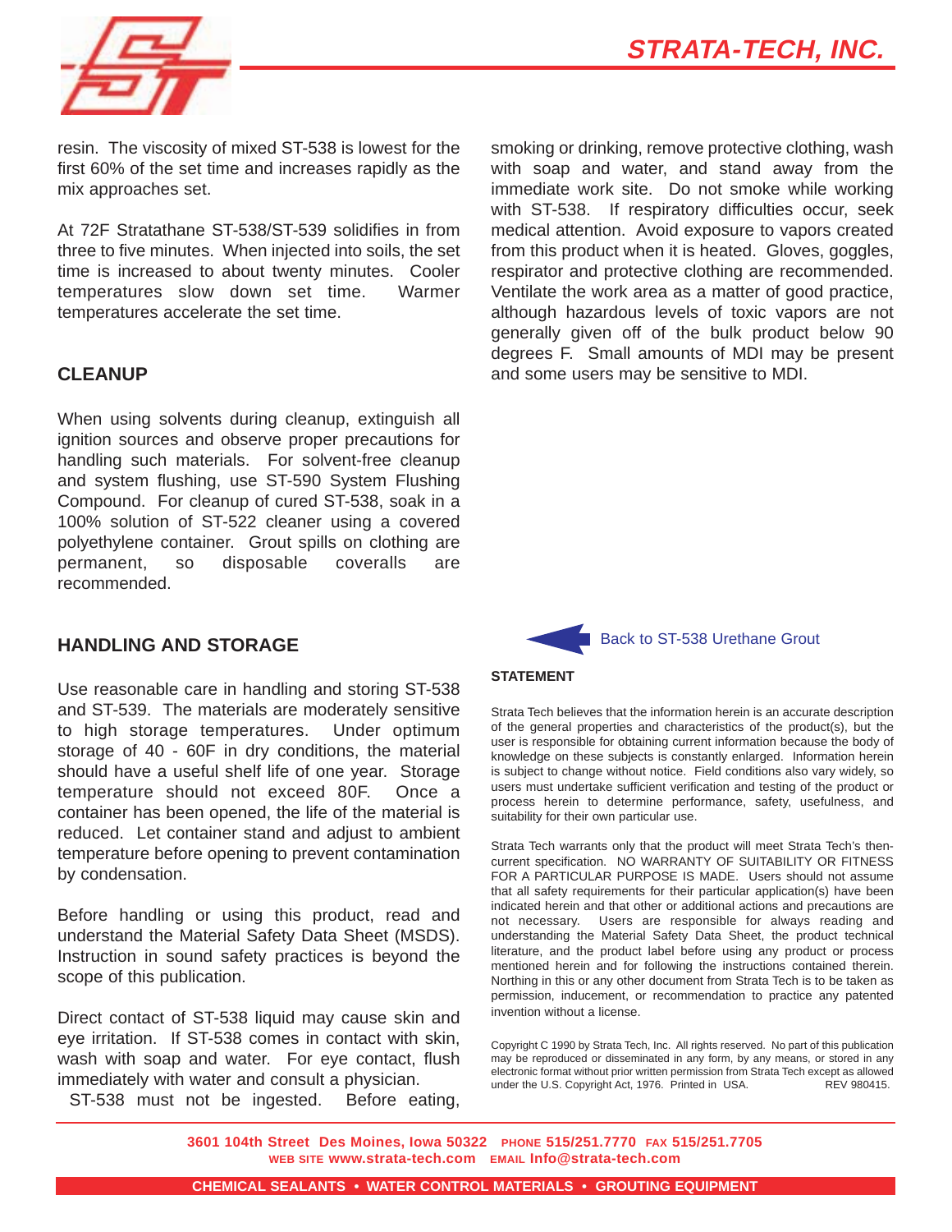resin. The viscosity of mixed ST-538 is lowest for the first 60% of the set time and increases rapidly as the mix approaches set.

At 72F Stratathane ST-538/ST-539 solidifies in from three to five minutes. When injected into soils, the set time is increased to about twenty minutes. Cooler temperatures slow down set time. Warmer temperatures accelerate the set time.

## CLEANUP

When using solvents during cleanup, extinguish all ignition sources and observe proper precautions for handling such materials. For solvent-free cleanup and system flushing, use ST-590 System Flushing Compound. For cleanup of cured ST-538, soak in a 100% solution of ST-522 cleaner using a covered polyethylene container. Grout spills on clothing are permanent, so disposable coveralls are recommended.

## HANDLING AND STORAGE

Use reasonable care in handling and storing ST-538 and ST-539. The materials are moderately sensitive to high storage temperatures. Under optimum storage of 40 - 60F in dry conditions, the material should have a useful shelf life of one year. Storage temperature should not exceed 80F. Once a container has been opened, the life of the material is reduced. Let container stand and adjust to ambient temperature before opening to prevent contamination by condensation.

Before handling or using this product, read and understand the Material Safety Data Sheet (MSDS). Instruction in sound safety practices is beyond the scope of this publication.

Direct contact of ST-538 liquid may cause skin and eye irritation. If ST-538 comes in contact with skin, wash with soap and water. For eye contact, flush immediately with water and consult a physician. ST-538 must not be ingested. Before eating, smoking or drinking, remove protective clothing, wash with soap and water, and stand away from the immediate work site. Do not smoke while working with ST-538. If respiratory difficulties occur, seek medical attention. Avoid exposure to vapors created from this product when it is heated. Gloves, goggles, respirator and protective clothing are recommended. Ventilate the work area as a matter of good practice, although hazardous levels of toxic vapors are not generally given off of the bulk product below 90 degrees F. Small amounts of MDI may be present and some users may be sensitive to MDI.

Back to ST-538 Urethane Grout

### STATEMENT

Strata Tech believes that the information herein is an accurate description of the general properties and characteristics of the product(s), but the user is responsible for obtaining current information because the body of knowledge on these subjects is constantly enlarged. Information herein is subject to change without notice. Field conditions also vary widely, so users must undertake sufficient verification and testing of the product or process herein to determine performance, safety, usefulness, and suitability for their own particular use.

Strata Tech warrants only that the product will meet Strata Tech's then-current specification. NO WARRANTY OF SUITABILITY OR FITNESS FOR A PARTICULAR PURPOSE IS MADE. Users should not assume that all safety requirements for their particular application(s) have been indicated herein and that other or additional actions and precautions are not necessary. Users are responsible for always reading and understanding the Material Safety Data Sheet, the product technical literature, and the product label before using any product or process mentioned herein and for following the instructions contained therein. Northing in this or any other document from Strata Tech is to be taken as permission, inducement, or recommendation to practice any patented invention without a license.

Copyright C 1990 by Strata Tech, Inc. All rights reserved. No part of this publication may be reproduced or disseminated in any form, by any means, or stored in any electronic format without prior written permission from Strata Tech except as allowed under the U.S. Copyright Act, 1976. Printed in USA. REV 980415.

3601 104th Street Des Moines, Iowa 50322 PHONE 515/251.7770 FAX 515/251.7705
WEB SITE www.strata-tech.com EMAIL Info@strata-tech.com

CHEMICAL SEALANTS • WATER CONTROL MATERIALS • GROUTING EQUIPMENT